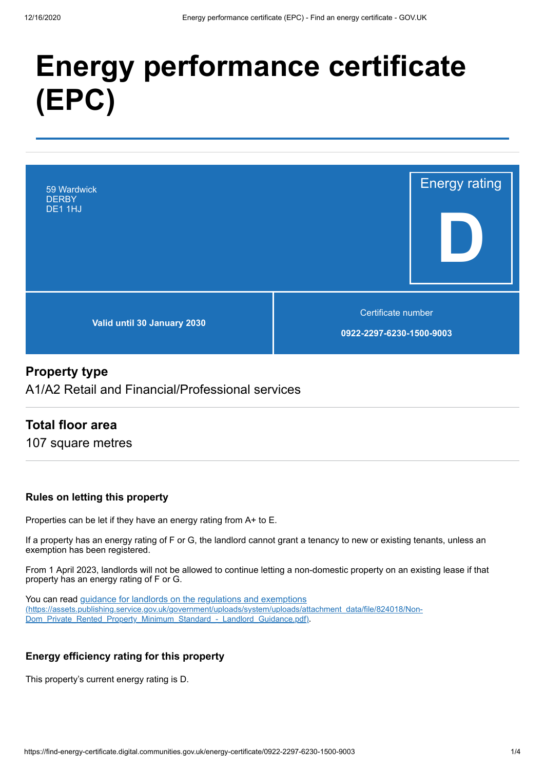# Energy performance certificate (EPC)

59 Wardwick
DERBY
DE1 1HJ

Energy rating

**D**

**Valid until 30 January 2030**

Certificate number

**0922-2297-6230-1500-9003**

## Property type

A1/A2 Retail and Financial/Professional services

## Total floor area

107 square metres

### Rules on letting this property

Properties can be let if they have an energy rating from A+ to E.

If a property has an energy rating of F or G, the landlord cannot grant a tenancy to new or existing tenants, unless an exemption has been registered.

From 1 April 2023, landlords will not be allowed to continue letting a non-domestic property on an existing lease if that property has an energy rating of F or G.

You can read guidance for landlords on the regulations and exemptions (https://assets.publishing.service.gov.uk/government/uploads/system/uploads/attachment_data/file/824018/Non-Dom_Private_Rented_Property_Minimum_Standard_-_Landlord_Guidance.pdf).

### Energy efficiency rating for this property

This property's current energy rating is D.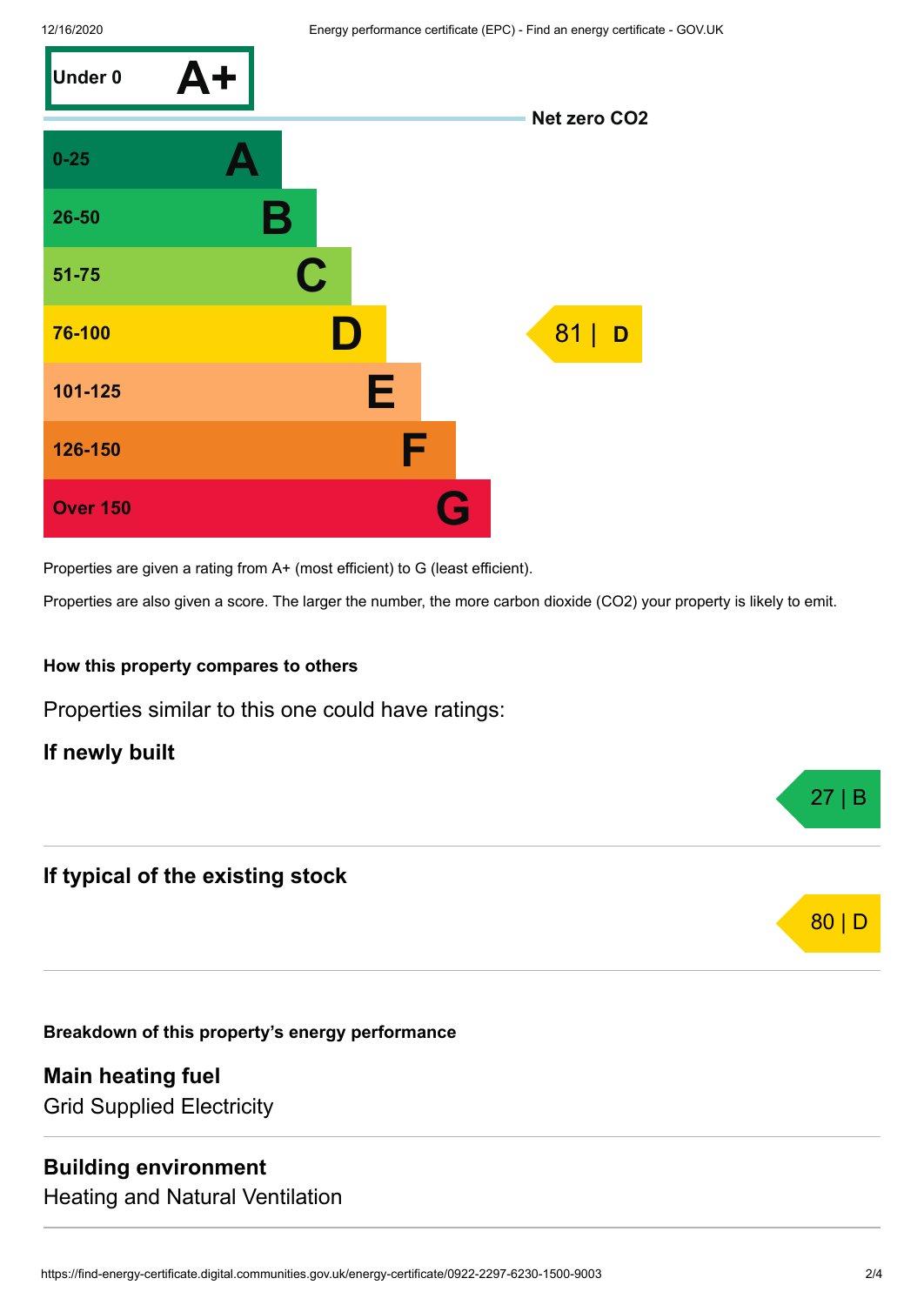| Score | Rating |
|---|---|
| Under 0 | A+ |
| 0-25 | A |
| 26-50 | B |
| 51-75 | C |
| 76-100 | D |
| 101-125 | E |
| 126-150 | F |
| Over 150 | G |

Net zero $CO_2$

This property: 81 | D

Properties are given a rating from A+ (most efficient) to G (least efficient).

Properties are also given a score. The larger the number, the more carbon dioxide ($CO_2$) your property is likely to emit.

### How this property compares to others

Properties similar to this one could have ratings:

**If newly built**

27 | B

**If typical of the existing stock**

80 | D

### Breakdown of this property's energy performance

**Main heating fuel**
Grid Supplied Electricity

**Building environment**
Heating and Natural Ventilation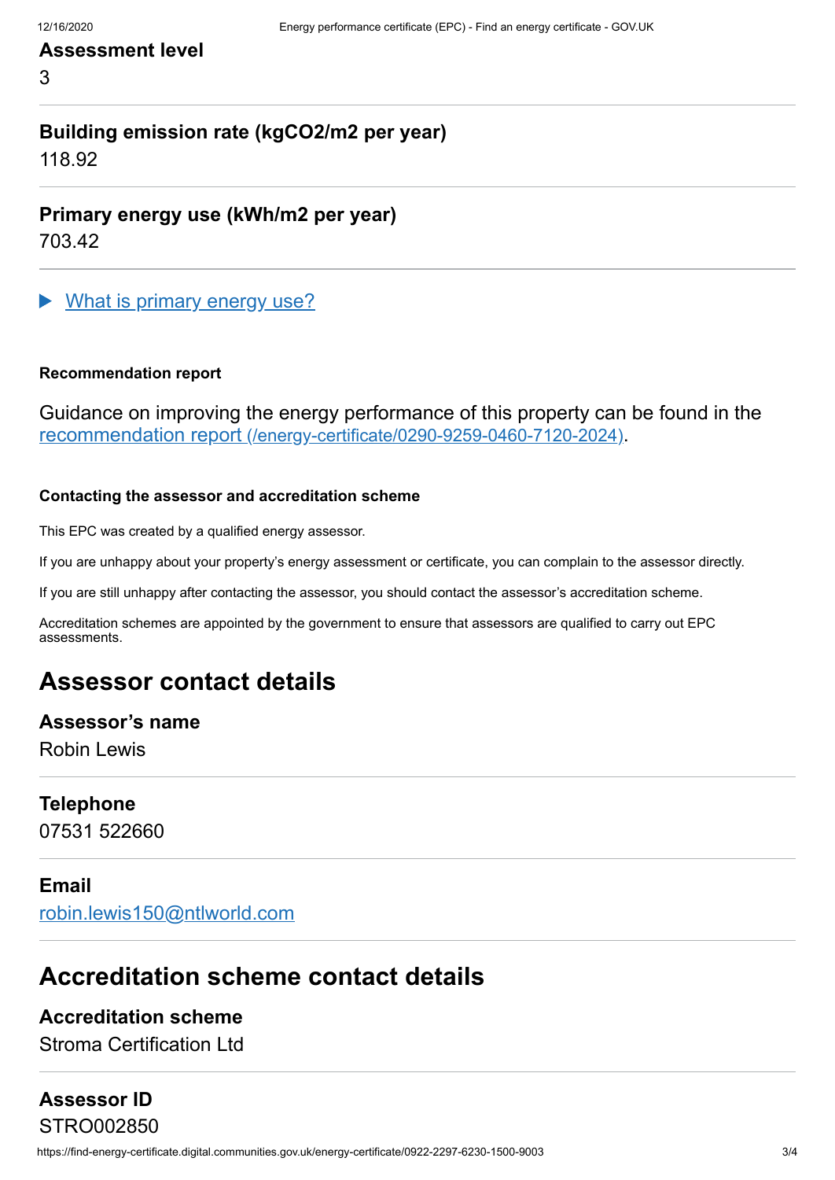**Assessment level**

3

**Building emission rate (kgCO2/m2 per year)**

118.92

**Primary energy use (kWh/m2 per year)**

703.42

▶ [What is primary energy use?]

**Recommendation report**

Guidance on improving the energy performance of this property can be found in the [recommendation report (/energy-certificate/0290-9259-0460-7120-2024)].

**Contacting the assessor and accreditation scheme**

This EPC was created by a qualified energy assessor.

If you are unhappy about your property's energy assessment or certificate, you can complain to the assessor directly.

If you are still unhappy after contacting the assessor, you should contact the assessor's accreditation scheme.

Accreditation schemes are appointed by the government to ensure that assessors are qualified to carry out EPC assessments.

## Assessor contact details

**Assessor's name**

Robin Lewis

**Telephone**

07531 522660

**Email**

robin.lewis150@ntlworld.com

## Accreditation scheme contact details

**Accreditation scheme**

Stroma Certification Ltd

**Assessor ID**

STRO002850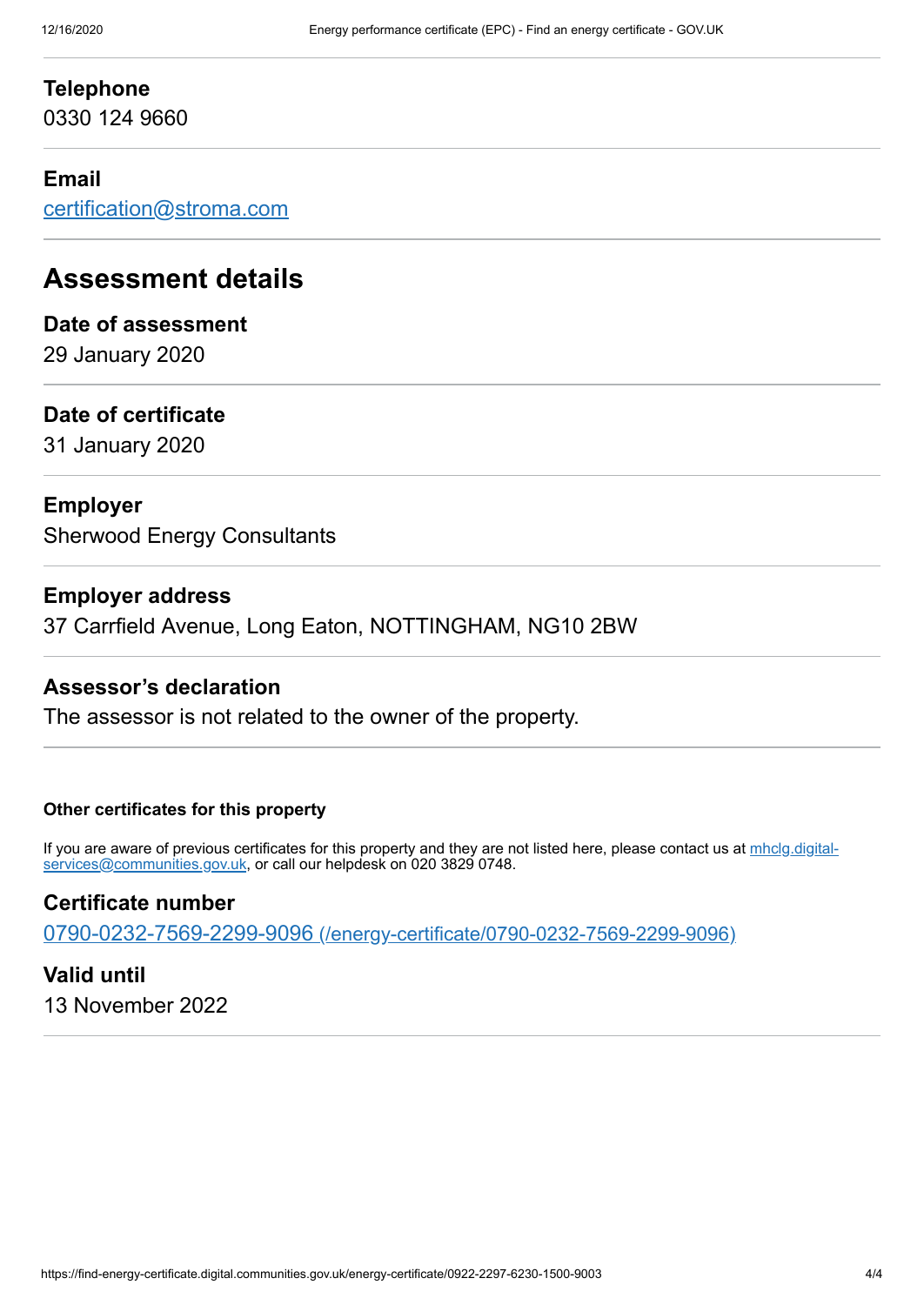### Telephone

0330 124 9660

### Email

[certification@stroma.com](mailto:certification@stroma.com)

## Assessment details

### Date of assessment

29 January 2020

### Date of certificate

31 January 2020

### Employer

Sherwood Energy Consultants

### Employer address

37 Carrfield Avenue, Long Eaton, NOTTINGHAM, NG10 2BW

### Assessor's declaration

The assessor is not related to the owner of the property.

#### Other certificates for this property

If you are aware of previous certificates for this property and they are not listed here, please contact us at [mhclg.digital-services@communities.gov.uk](mailto:mhclg.digital-services@communities.gov.uk), or call our helpdesk on 020 3829 0748.

### Certificate number

[0790-0232-7569-2299-9096 (/energy-certificate/0790-0232-7569-2299-9096)](/energy-certificate/0790-0232-7569-2299-9096)

### Valid until

13 November 2022